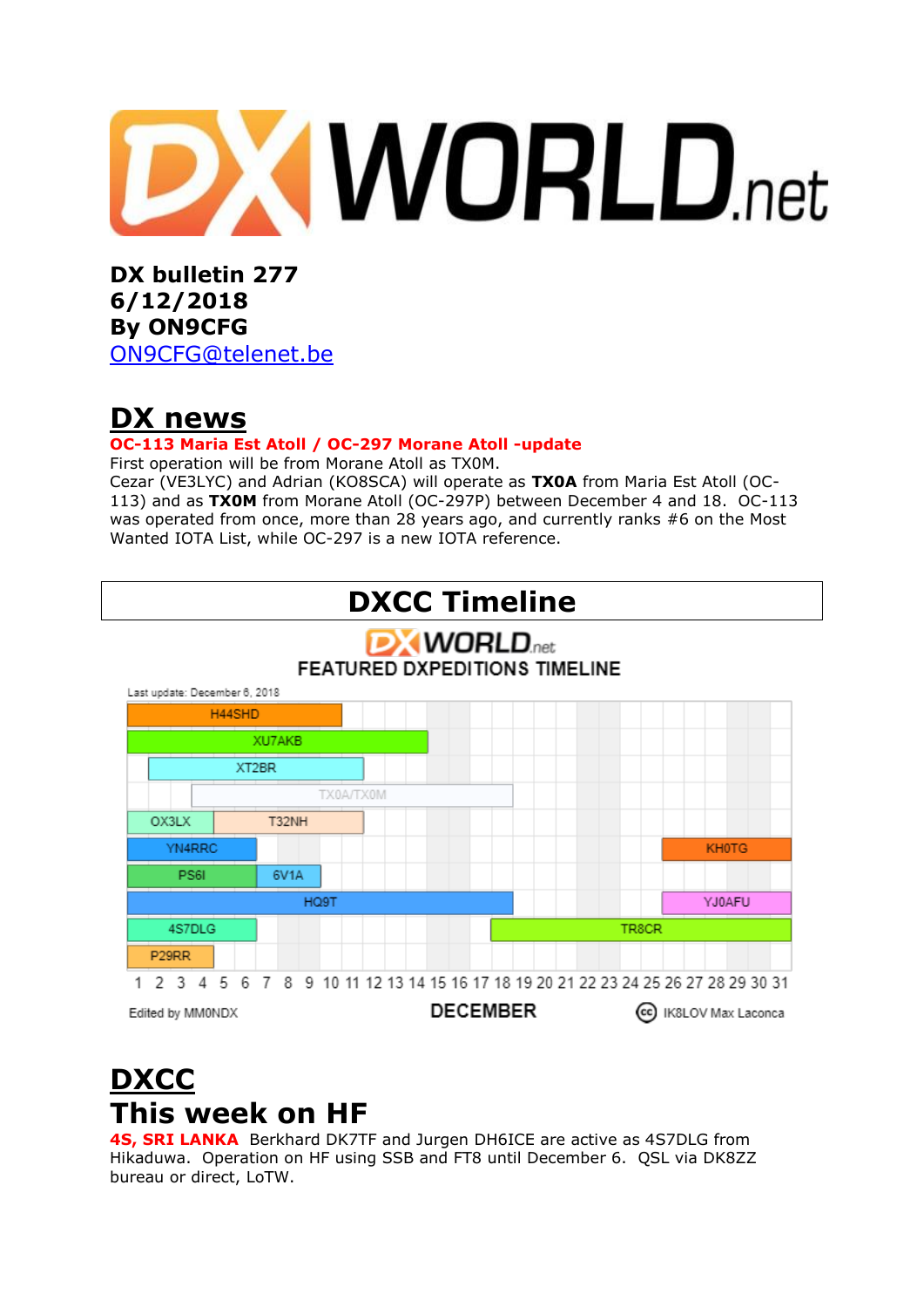DX bulletin 277
6/12/2018
By ON9CFG
ON9CFG@telenet.be

# DX news

**OC-113 Maria Est Atoll / OC-297 Morane Atoll -update**

First operation will be from Morane Atoll as TX0M.
Cezar (VE3LYC) and Adrian (KO8SCA) will operate as **TX0A** from Maria Est Atoll (OC-113) and as **TX0M** from Morane Atoll (OC-297P) between December 4 and 18. OC-113 was operated from once, more than 28 years ago, and currently ranks #6 on the Most Wanted IOTA List, while OC-297 is a new IOTA reference.

## DXCC Timeline

FEATURED DXPEDITIONS TIMELINE

Last update: December 6, 2018

| Callsign | December dates |
|---|---|
| H44SHD | 1–10 |
| XU7AKB | 1–14 |
| XT2BR | 2–11 |
| TX0A/TX0M | 4–18 |
| OX3LX | 1–4 |
| T32NH | 5–11 |
| YN4RRC | 1–6 |
| KH0TG | 26–31 |
| PS6I | 1–6 |
| 6V1A | 7–9 |
| HQ9T | 1–18 |
| YJ0AFU | 26–31 |
| 4S7DLG | 1–6 |
| TR8CR | 18–31 |
| P29RR | 1–4 |

Edited by MM0NDX — DECEMBER — IK8LOV Max Laconca

# DXCC

# This week on HF

**4S, SRI LANKA** Berkhard DK7TF and Jurgen DH6ICE are active as 4S7DLG from Hikaduwa. Operation on HF using SSB and FT8 until December 6. QSL via DK8ZZ bureau or direct, LoTW.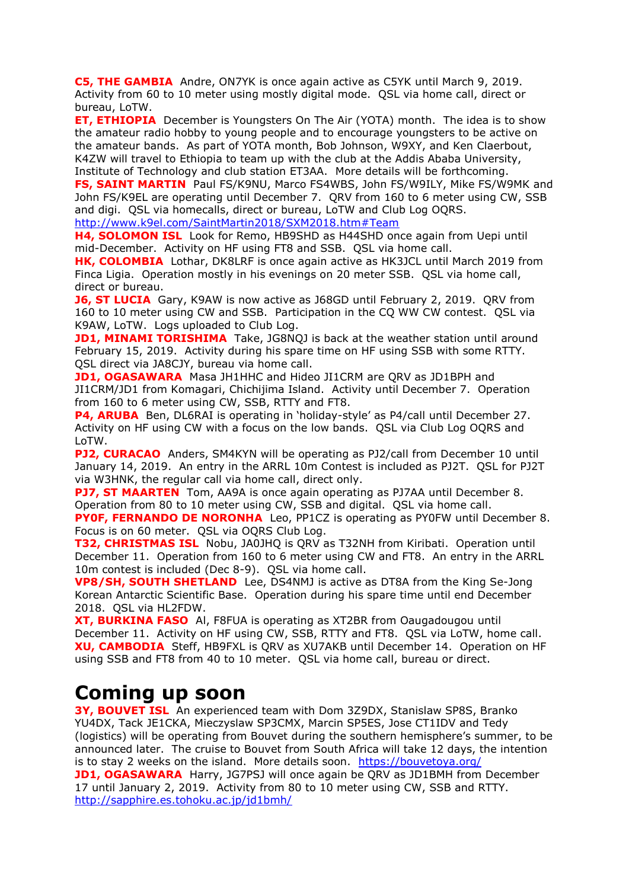**C5, THE GAMBIA** Andre, ON7YK is once again active as C5YK until March 9, 2019. Activity from 60 to 10 meter using mostly digital mode. QSL via home call, direct or bureau, LoTW.

**ET, ETHIOPIA** December is Youngsters On The Air (YOTA) month. The idea is to show the amateur radio hobby to young people and to encourage youngsters to be active on the amateur bands. As part of YOTA month, Bob Johnson, W9XY, and Ken Claerbout, K4ZW will travel to Ethiopia to team up with the club at the Addis Ababa University, Institute of Technology and club station ET3AA. More details will be forthcoming.

**FS, SAINT MARTIN** Paul FS/K9NU, Marco FS4WBS, John FS/W9ILY, Mike FS/W9MK and John FS/K9EL are operating until December 7. QRV from 160 to 6 meter using CW, SSB and digi. QSL via homecalls, direct or bureau, LoTW and Club Log OQRS. http://www.k9el.com/SaintMartin2018/SXM2018.htm#Team

**H4, SOLOMON ISL** Look for Remo, HB9SHD as H44SHD once again from Uepi until mid-December. Activity on HF using FT8 and SSB. QSL via home call.

**HK, COLOMBIA** Lothar, DK8LRF is once again active as HK3JCL until March 2019 from Finca Ligia. Operation mostly in his evenings on 20 meter SSB. QSL via home call, direct or bureau.

**J6, ST LUCIA** Gary, K9AW is now active as J68GD until February 2, 2019. QRV from 160 to 10 meter using CW and SSB. Participation in the CQ WW CW contest. QSL via K9AW, LoTW. Logs uploaded to Club Log.

**JD1, MINAMI TORISHIMA** Take, JG8NQJ is back at the weather station until around February 15, 2019. Activity during his spare time on HF using SSB with some RTTY. QSL direct via JA8CJY, bureau via home call.

**JD1, OGASAWARA** Masa JH1HHC and Hideo JI1CRM are QRV as JD1BPH and JI1CRM/JD1 from Komagari, Chichijima Island. Activity until December 7. Operation from 160 to 6 meter using CW, SSB, RTTY and FT8.

**P4, ARUBA** Ben, DL6RAI is operating in 'holiday-style' as P4/call until December 27. Activity on HF using CW with a focus on the low bands. QSL via Club Log OQRS and LoTW.

**PJ2, CURACAO** Anders, SM4KYN will be operating as PJ2/call from December 10 until January 14, 2019. An entry in the ARRL 10m Contest is included as PJ2T. QSL for PJ2T via W3HNK, the regular call via home call, direct only.

**PJ7, ST MAARTEN** Tom, AA9A is once again operating as PJ7AA until December 8. Operation from 80 to 10 meter using CW, SSB and digital. QSL via home call.

**PY0F, FERNANDO DE NORONHA** Leo, PP1CZ is operating as PY0FW until December 8. Focus is on 60 meter. QSL via OQRS Club Log.

**T32, CHRISTMAS ISL** Nobu, JA0JHQ is QRV as T32NH from Kiribati. Operation until December 11. Operation from 160 to 6 meter using CW and FT8. An entry in the ARRL 10m contest is included (Dec 8-9). QSL via home call.

**VP8/SH, SOUTH SHETLAND** Lee, DS4NMJ is active as DT8A from the King Se-Jong Korean Antarctic Scientific Base. Operation during his spare time until end December 2018. QSL via HL2FDW.

**XT, BURKINA FASO** Al, F8FUA is operating as XT2BR from Oaugadougou until December 11. Activity on HF using CW, SSB, RTTY and FT8. QSL via LoTW, home call.

**XU, CAMBODIA** Steff, HB9FXL is QRV as XU7AKB until December 14. Operation on HF using SSB and FT8 from 40 to 10 meter. QSL via home call, bureau or direct.

# Coming up soon

**3Y, BOUVET ISL** An experienced team with Dom 3Z9DX, Stanislaw SP8S, Branko YU4DX, Tack JE1CKA, Mieczyslaw SP3CMX, Marcin SP5ES, Jose CT1IDV and Tedy (logistics) will be operating from Bouvet during the southern hemisphere's summer, to be announced later. The cruise to Bouvet from South Africa will take 12 days, the intention is to stay 2 weeks on the island. More details soon. https://bouvetoya.org/

**JD1, OGASAWARA** Harry, JG7PSJ will once again be QRV as JD1BMH from December 17 until January 2, 2019. Activity from 80 to 10 meter using CW, SSB and RTTY. http://sapphire.es.tohoku.ac.jp/jd1bmh/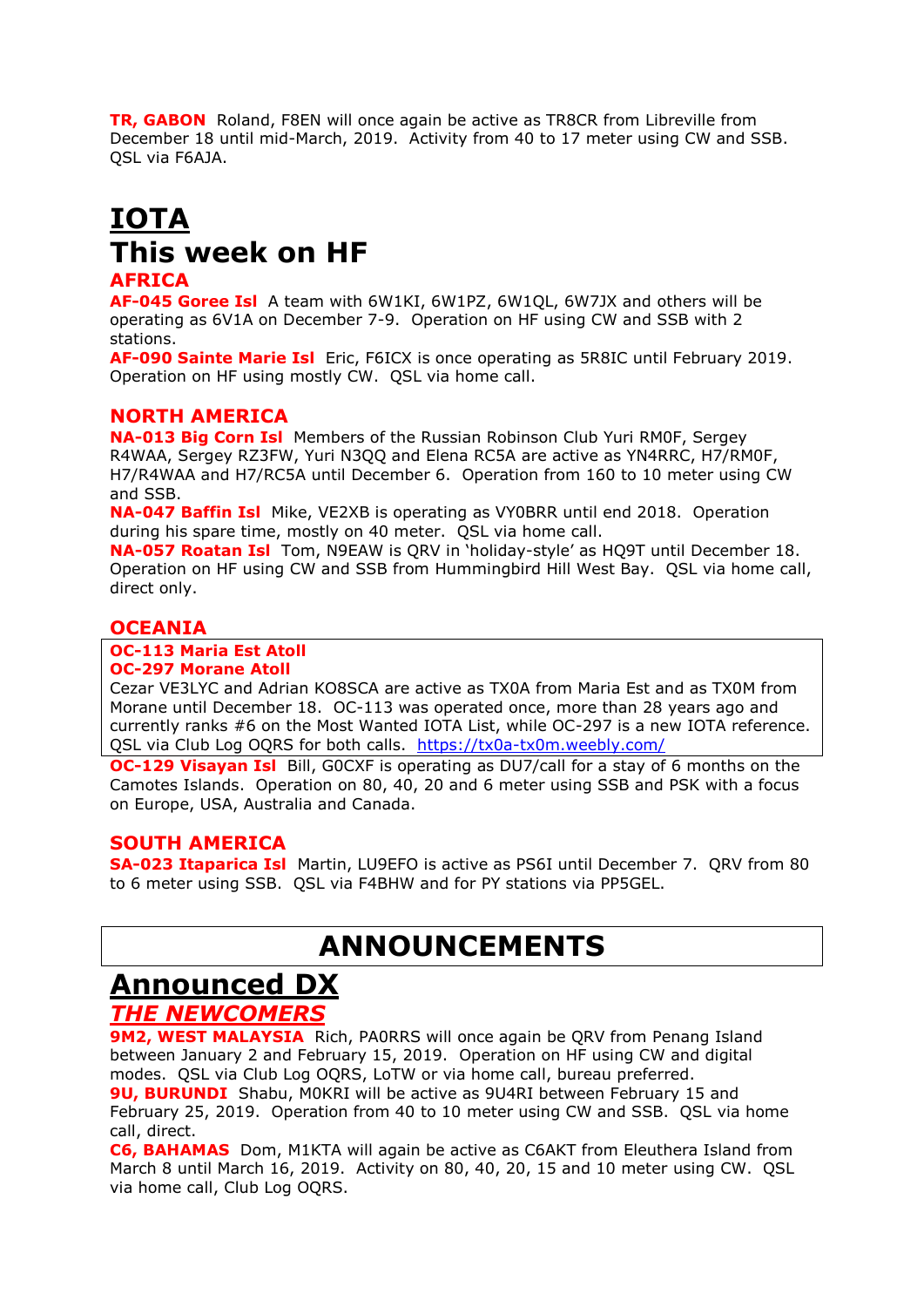**TR, GABON** Roland, F8EN will once again be active as TR8CR from Libreville from December 18 until mid-March, 2019. Activity from 40 to 17 meter using CW and SSB. QSL via F6AJA.

# IOTA

# This week on HF

## AFRICA

**AF-045 Goree Isl** A team with 6W1KI, 6W1PZ, 6W1QL, 6W7JX and others will be operating as 6V1A on December 7-9. Operation on HF using CW and SSB with 2 stations.

**AF-090 Sainte Marie Isl** Eric, F6ICX is once operating as 5R8IC until February 2019. Operation on HF using mostly CW. QSL via home call.

## NORTH AMERICA

**NA-013 Big Corn Isl** Members of the Russian Robinson Club Yuri RM0F, Sergey R4WAA, Sergey RZ3FW, Yuri N3QQ and Elena RC5A are active as YN4RRC, H7/RM0F, H7/R4WAA and H7/RC5A until December 6. Operation from 160 to 10 meter using CW and SSB.

**NA-047 Baffin Isl** Mike, VE2XB is operating as VY0BRR until end 2018. Operation during his spare time, mostly on 40 meter. QSL via home call.

**NA-057 Roatan Isl** Tom, N9EAW is QRV in 'holiday-style' as HQ9T until December 18. Operation on HF using CW and SSB from Hummingbird Hill West Bay. QSL via home call, direct only.

## OCEANIA

**OC-113 Maria Est Atoll**
**OC-297 Morane Atoll**
Cezar VE3LYC and Adrian KO8SCA are active as TX0A from Maria Est and as TX0M from Morane until December 18. OC-113 was operated once, more than 28 years ago and currently ranks #6 on the Most Wanted IOTA List, while OC-297 is a new IOTA reference. QSL via Club Log OQRS for both calls. https://tx0a-tx0m.weebly.com/

**OC-129 Visayan Isl** Bill, G0CXF is operating as DU7/call for a stay of 6 months on the Camotes Islands. Operation on 80, 40, 20 and 6 meter using SSB and PSK with a focus on Europe, USA, Australia and Canada.

## SOUTH AMERICA

**SA-023 Itaparica Isl** Martin, LU9EFO is active as PS6I until December 7. QRV from 80 to 6 meter using SSB. QSL via F4BHW and for PY stations via PP5GEL.

# ANNOUNCEMENTS

# Announced DX

## *THE NEWCOMERS*

**9M2, WEST MALAYSIA** Rich, PA0RRS will once again be QRV from Penang Island between January 2 and February 15, 2019. Operation on HF using CW and digital modes. QSL via Club Log OQRS, LoTW or via home call, bureau preferred.

**9U, BURUNDI** Shabu, M0KRI will be active as 9U4RI between February 15 and February 25, 2019. Operation from 40 to 10 meter using CW and SSB. QSL via home call, direct.

**C6, BAHAMAS** Dom, M1KTA will again be active as C6AKT from Eleuthera Island from March 8 until March 16, 2019. Activity on 80, 40, 20, 15 and 10 meter using CW. QSL via home call, Club Log OQRS.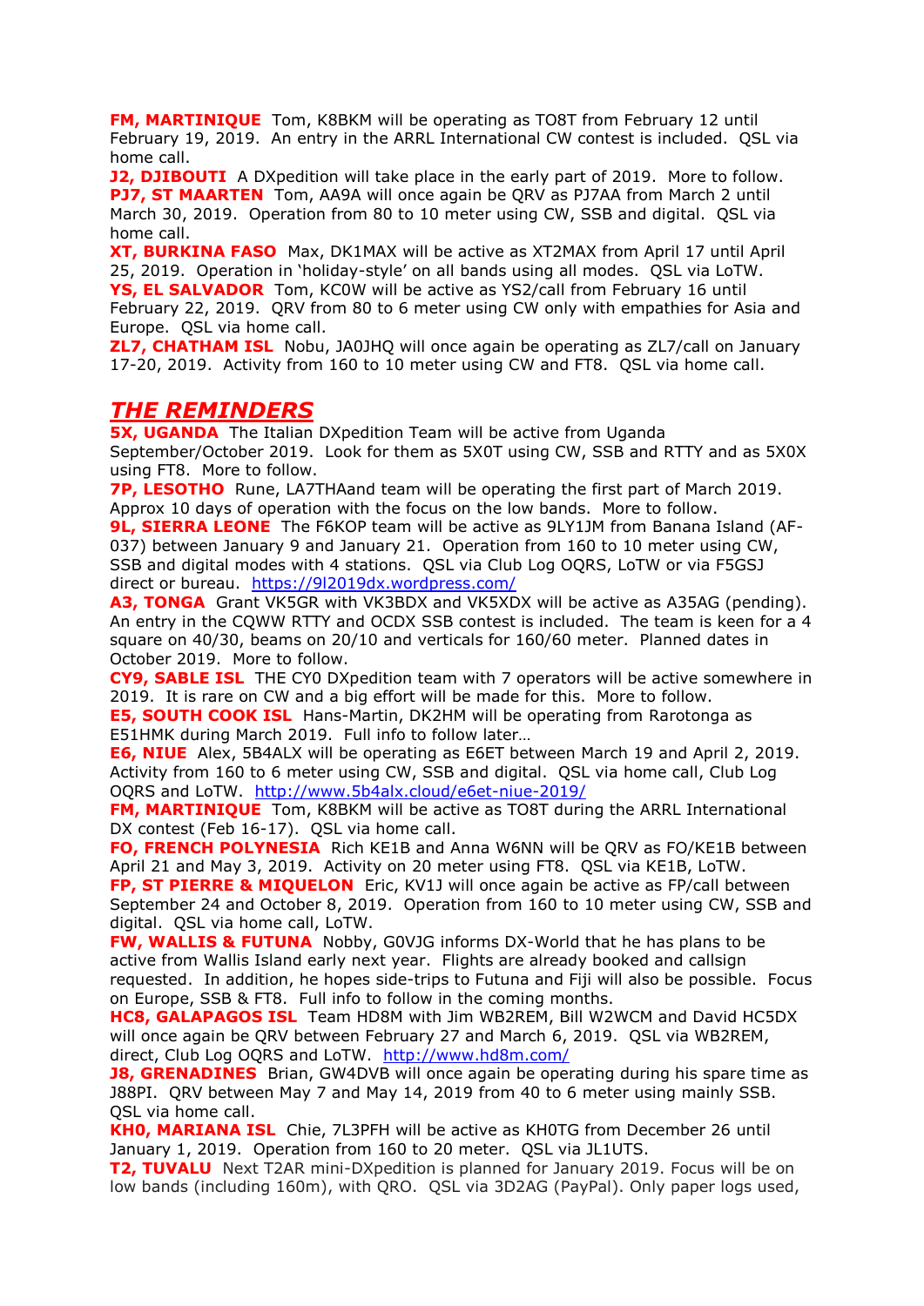**FM, MARTINIQUE** Tom, K8BKM will be operating as TO8T from February 12 until February 19, 2019. An entry in the ARRL International CW contest is included. QSL via home call.

**J2, DJIBOUTI** A DXpedition will take place in the early part of 2019. More to follow.

**PJ7, ST MAARTEN** Tom, AA9A will once again be QRV as PJ7AA from March 2 until March 30, 2019. Operation from 80 to 10 meter using CW, SSB and digital. QSL via home call.

**XT, BURKINA FASO** Max, DK1MAX will be active as XT2MAX from April 17 until April 25, 2019. Operation in 'holiday-style' on all bands using all modes. QSL via LoTW.

**YS, EL SALVADOR** Tom, KC0W will be active as YS2/call from February 16 until February 22, 2019. QRV from 80 to 6 meter using CW only with empathies for Asia and Europe. QSL via home call.

**ZL7, CHATHAM ISL** Nobu, JA0JHQ will once again be operating as ZL7/call on January 17-20, 2019. Activity from 160 to 10 meter using CW and FT8. QSL via home call.

## *THE REMINDERS*

**5X, UGANDA** The Italian DXpedition Team will be active from Uganda September/October 2019. Look for them as 5X0T using CW, SSB and RTTY and as 5X0X using FT8. More to follow.

**7P, LESOTHO** Rune, LA7THAand team will be operating the first part of March 2019. Approx 10 days of operation with the focus on the low bands. More to follow.

**9L, SIERRA LEONE** The F6KOP team will be active as 9LY1JM from Banana Island (AF-037) between January 9 and January 21. Operation from 160 to 10 meter using CW, SSB and digital modes with 4 stations. QSL via Club Log OQRS, LoTW or via F5GSJ direct or bureau. https://9l2019dx.wordpress.com/

**A3, TONGA** Grant VK5GR with VK3BDX and VK5XDX will be active as A35AG (pending). An entry in the CQWW RTTY and OCDX SSB contest is included. The team is keen for a 4 square on 40/30, beams on 20/10 and verticals for 160/60 meter. Planned dates in October 2019. More to follow.

**CY9, SABLE ISL** THE CY0 DXpedition team with 7 operators will be active somewhere in 2019. It is rare on CW and a big effort will be made for this. More to follow.

**E5, SOUTH COOK ISL** Hans-Martin, DK2HM will be operating from Rarotonga as E51HMK during March 2019. Full info to follow later…

**E6, NIUE** Alex, 5B4ALX will be operating as E6ET between March 19 and April 2, 2019. Activity from 160 to 6 meter using CW, SSB and digital. QSL via home call, Club Log OQRS and LoTW. http://www.5b4alx.cloud/e6et-niue-2019/

**FM, MARTINIQUE** Tom, K8BKM will be active as TO8T during the ARRL International DX contest (Feb 16-17). QSL via home call.

**FO, FRENCH POLYNESIA** Rich KE1B and Anna W6NN will be QRV as FO/KE1B between April 21 and May 3, 2019. Activity on 20 meter using FT8. QSL via KE1B, LoTW.

**FP, ST PIERRE & MIQUELON** Eric, KV1J will once again be active as FP/call between September 24 and October 8, 2019. Operation from 160 to 10 meter using CW, SSB and digital. QSL via home call, LoTW.

**FW, WALLIS & FUTUNA** Nobby, G0VJG informs DX-World that he has plans to be active from Wallis Island early next year. Flights are already booked and callsign requested. In addition, he hopes side-trips to Futuna and Fiji will also be possible. Focus on Europe, SSB & FT8. Full info to follow in the coming months.

**HC8, GALAPAGOS ISL** Team HD8M with Jim WB2REM, Bill W2WCM and David HC5DX will once again be QRV between February 27 and March 6, 2019. QSL via WB2REM, direct, Club Log OQRS and LoTW. http://www.hd8m.com/

**J8, GRENADINES** Brian, GW4DVB will once again be operating during his spare time as J88PI. QRV between May 7 and May 14, 2019 from 40 to 6 meter using mainly SSB. QSL via home call.

**KH0, MARIANA ISL** Chie, 7L3PFH will be active as KH0TG from December 26 until January 1, 2019. Operation from 160 to 20 meter. QSL via JL1UTS.

**T2, TUVALU** Next T2AR mini-DXpedition is planned for January 2019. Focus will be on low bands (including 160m), with QRO. QSL via 3D2AG (PayPal). Only paper logs used,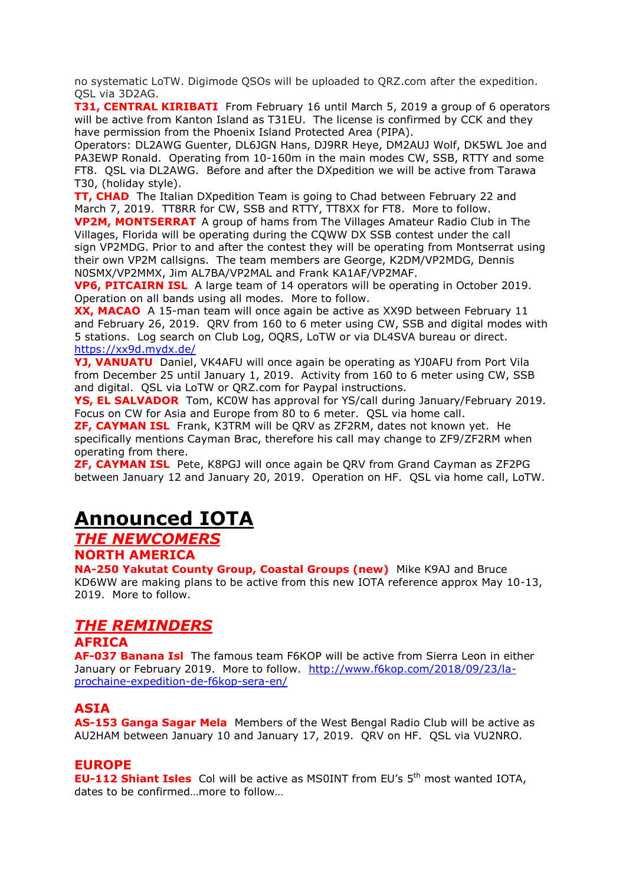no systematic LoTW. Digimode QSOs will be uploaded to QRZ.com after the expedition. QSL via 3D2AG.

**T31, CENTRAL KIRIBATI** From February 16 until March 5, 2019 a group of 6 operators will be active from Kanton Island as T31EU. The license is confirmed by CCK and they have permission from the Phoenix Island Protected Area (PIPA).
Operators: DL2AWG Guenter, DL6JGN Hans, DJ9RR Heye, DM2AUJ Wolf, DK5WL Joe and PA3EWP Ronald. Operating from 10-160m in the main modes CW, SSB, RTTY and some FT8. QSL via DL2AWG. Before and after the DXpedition we will be active from Tarawa T30, (holiday style).

**TT, CHAD** The Italian DXpedition Team is going to Chad between February 22 and March 7, 2019. TT8RR for CW, SSB and RTTY, TT8XX for FT8. More to follow.

**VP2M, MONTSERRAT** A group of hams from The Villages Amateur Radio Club in The Villages, Florida will be operating during the CQWW DX SSB contest under the call sign VP2MDG. Prior to and after the contest they will be operating from Montserrat using their own VP2M callsigns. The team members are George, K2DM/VP2MDG, Dennis N0SMX/VP2MMX, Jim AL7BA/VP2MAL and Frank KA1AF/VP2MAF.

**VP6, PITCAIRN ISL** A large team of 14 operators will be operating in October 2019. Operation on all bands using all modes. More to follow.

**XX, MACAO** A 15-man team will once again be active as XX9D between February 11 and February 26, 2019. QRV from 160 to 6 meter using CW, SSB and digital modes with 5 stations. Log search on Club Log, OQRS, LoTW or via DL4SVA bureau or direct. https://xx9d.mydx.de/

**YJ, VANUATU** Daniel, VK4AFU will once again be operating as YJ0AFU from Port Vila from December 25 until January 1, 2019. Activity from 160 to 6 meter using CW, SSB and digital. QSL via LoTW or QRZ.com for Paypal instructions.

**YS, EL SALVADOR** Tom, KC0W has approval for YS/call during January/February 2019. Focus on CW for Asia and Europe from 80 to 6 meter. QSL via home call.

**ZF, CAYMAN ISL** Frank, K3TRM will be QRV as ZF2RM, dates not known yet. He specifically mentions Cayman Brac, therefore his call may change to ZF9/ZF2RM when operating from there.

**ZF, CAYMAN ISL** Pete, K8PGJ will once again be QRV from Grand Cayman as ZF2PG between January 12 and January 20, 2019. Operation on HF. QSL via home call, LoTW.

# Announced IOTA

## *THE NEWCOMERS*

### NORTH AMERICA

**NA-250 Yakutat County Group, Coastal Groups (new)** Mike K9AJ and Bruce KD6WW are making plans to be active from this new IOTA reference approx May 10-13, 2019. More to follow.

## *THE REMINDERS*

### AFRICA

**AF-037 Banana Isl** The famous team F6KOP will be active from Sierra Leon in either January or February 2019. More to follow. http://www.f6kop.com/2018/09/23/la-prochaine-expedition-de-f6kop-sera-en/

### ASIA

**AS-153 Ganga Sagar Mela** Members of the West Bengal Radio Club will be active as AU2HAM between January 10 and January 17, 2019. QRV on HF. QSL via VU2NRO.

### EUROPE

**EU-112 Shiant Isles** Col will be active as MS0INT from EU's 5th most wanted IOTA, dates to be confirmed…more to follow…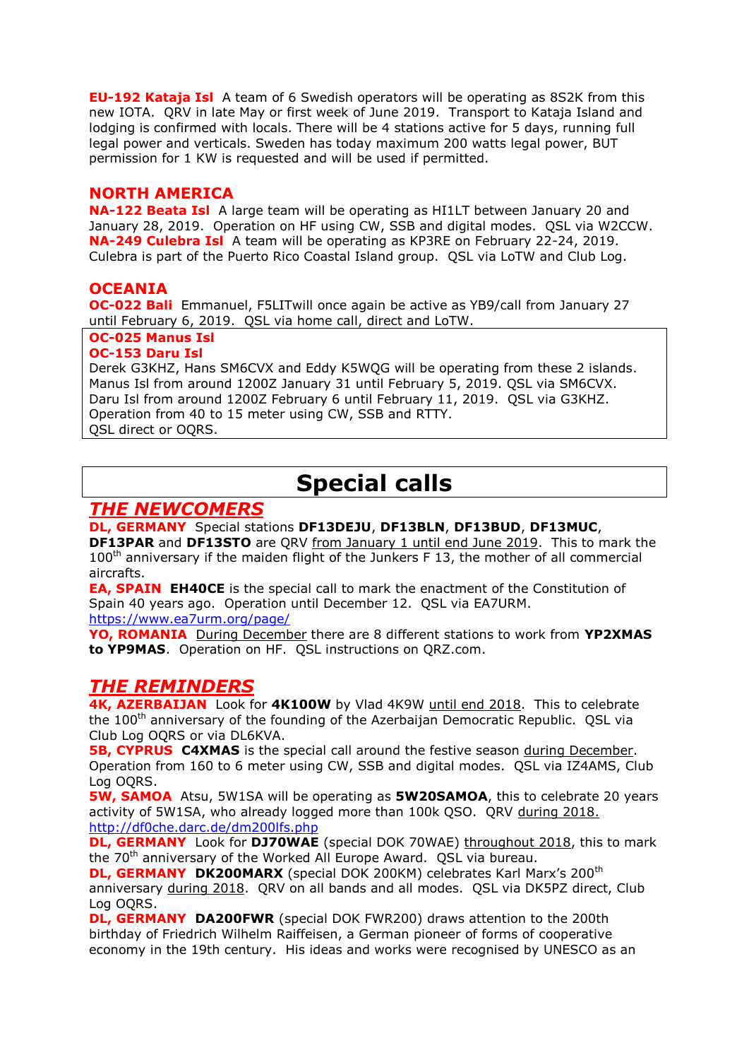**EU-192 Kataja Isl** A team of 6 Swedish operators will be operating as 8S2K from this new IOTA. QRV in late May or first week of June 2019. Transport to Kataja Island and lodging is confirmed with locals. There will be 4 stations active for 5 days, running full legal power and verticals. Sweden has today maximum 200 watts legal power, BUT permission for 1 KW is requested and will be used if permitted.

## NORTH AMERICA

**NA-122 Beata Isl** A large team will be operating as HI1LT between January 20 and January 28, 2019. Operation on HF using CW, SSB and digital modes. QSL via W2CCW.
**NA-249 Culebra Isl** A team will be operating as KP3RE on February 22-24, 2019. Culebra is part of the Puerto Rico Coastal Island group. QSL via LoTW and Club Log.

## OCEANIA

**OC-022 Bali** Emmanuel, F5LITwill once again be active as YB9/call from January 27 until February 6, 2019. QSL via home call, direct and LoTW.

**OC-025 Manus Isl**
**OC-153 Daru Isl**
Derek G3KHZ, Hans SM6CVX and Eddy K5WQG will be operating from these 2 islands. Manus Isl from around 1200Z January 31 until February 5, 2019. QSL via SM6CVX. Daru Isl from around 1200Z February 6 until February 11, 2019. QSL via G3KHZ. Operation from 40 to 15 meter using CW, SSB and RTTY.
QSL direct or OQRS.

# Special calls

## *THE NEWCOMERS*

**DL, GERMANY** Special stations **DF13DEJU**, **DF13BLN**, **DF13BUD**, **DF13MUC**, **DF13PAR** and **DF13STO** are QRV from January 1 until end June 2019. This to mark the 100th anniversary if the maiden flight of the Junkers F 13, the mother of all commercial aircrafts.
**EA, SPAIN** **EH40CE** is the special call to mark the enactment of the Constitution of Spain 40 years ago. Operation until December 12. QSL via EA7URM.
https://www.ea7urm.org/page/
**YO, ROMANIA** During December there are 8 different stations to work from **YP2XMAS to YP9MAS**. Operation on HF. QSL instructions on QRZ.com.

## *THE REMINDERS*

**4K, AZERBAIJAN** Look for **4K100W** by Vlad 4K9W until end 2018. This to celebrate the 100th anniversary of the founding of the Azerbaijan Democratic Republic. QSL via Club Log OQRS or via DL6KVA.
**5B, CYPRUS** **C4XMAS** is the special call around the festive season during December. Operation from 160 to 6 meter using CW, SSB and digital modes. QSL via IZ4AMS, Club Log OQRS.
**5W, SAMOA** Atsu, 5W1SA will be operating as **5W20SAMOA**, this to celebrate 20 years activity of 5W1SA, who already logged more than 100k QSO. QRV during 2018.
http://df0che.darc.de/dm200lfs.php
**DL, GERMANY** Look for **DJ70WAE** (special DOK 70WAE) throughout 2018, this to mark the 70th anniversary of the Worked All Europe Award. QSL via bureau.
**DL, GERMANY** **DK200MARX** (special DOK 200KM) celebrates Karl Marx's 200th anniversary during 2018. QRV on all bands and all modes. QSL via DK5PZ direct, Club Log OQRS.
**DL, GERMANY** **DA200FWR** (special DOK FWR200) draws attention to the 200th birthday of Friedrich Wilhelm Raiffeisen, a German pioneer of forms of cooperative economy in the 19th century. His ideas and works were recognised by UNESCO as an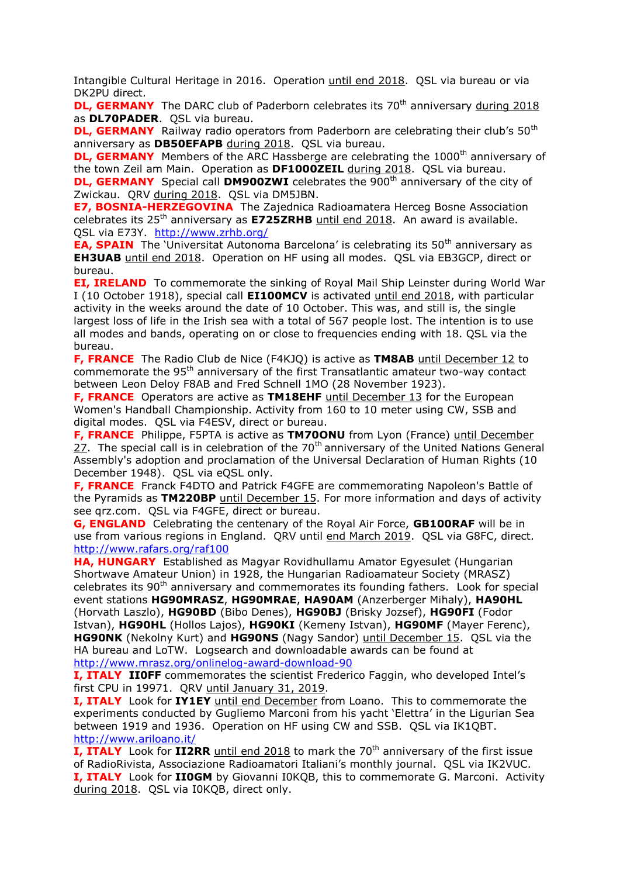Intangible Cultural Heritage in 2016. Operation until end 2018. QSL via bureau or via DK2PU direct.

**DL, GERMANY** The DARC club of Paderborn celebrates its 70th anniversary during 2018 as **DL70PADER**. QSL via bureau.

**DL, GERMANY** Railway radio operators from Paderborn are celebrating their club's 50th anniversary as **DB50EFAPB** during 2018. QSL via bureau.

**DL, GERMANY** Members of the ARC Hassberge are celebrating the 1000th anniversary of the town Zeil am Main. Operation as **DF1000ZEIL** during 2018. QSL via bureau.

**DL, GERMANY** Special call **DM900ZWI** celebrates the 900th anniversary of the city of Zwickau. QRV during 2018. QSL via DM5JBN.

**E7, BOSNIA-HERZEGOVINA** The Zajednica Radioamatera Herceg Bosne Association celebrates its 25th anniversary as **E725ZRHB** until end 2018. An award is available. QSL via E73Y. http://www.zrhb.org/

**EA, SPAIN** The 'Universitat Autonoma Barcelona' is celebrating its 50th anniversary as **EH3UAB** until end 2018. Operation on HF using all modes. QSL via EB3GCP, direct or bureau.

**EI, IRELAND** To commemorate the sinking of Royal Mail Ship Leinster during World War I (10 October 1918), special call **EI100MCV** is activated until end 2018, with particular activity in the weeks around the date of 10 October. This was, and still is, the single largest loss of life in the Irish sea with a total of 567 people lost. The intention is to use all modes and bands, operating on or close to frequencies ending with 18. QSL via the bureau.

**F, FRANCE** The Radio Club de Nice (F4KJQ) is active as **TM8AB** until December 12 to commemorate the 95th anniversary of the first Transatlantic amateur two-way contact between Leon Deloy F8AB and Fred Schnell 1MO (28 November 1923).

**F, FRANCE** Operators are active as **TM18EHF** until December 13 for the European Women's Handball Championship. Activity from 160 to 10 meter using CW, SSB and digital modes. QSL via F4ESV, direct or bureau.

**F, FRANCE** Philippe, F5PTA is active as **TM70ONU** from Lyon (France) until December 27. The special call is in celebration of the 70th anniversary of the United Nations General Assembly's adoption and proclamation of the Universal Declaration of Human Rights (10 December 1948). QSL via eQSL only.

**F, FRANCE** Franck F4DTO and Patrick F4GFE are commemorating Napoleon's Battle of the Pyramids as **TM220BP** until December 15. For more information and days of activity see qrz.com. QSL via F4GFE, direct or bureau.

**G, ENGLAND** Celebrating the centenary of the Royal Air Force, **GB100RAF** will be in use from various regions in England. QRV until end March 2019. QSL via G8FC, direct. http://www.rafars.org/raf100

**HA, HUNGARY** Established as Magyar Rovidhullamu Amator Egyesulet (Hungarian Shortwave Amateur Union) in 1928, the Hungarian Radioamateur Society (MRASZ) celebrates its 90th anniversary and commemorates its founding fathers. Look for special event stations **HG90MRASZ**, **HG90MRAE**, **HA90AM** (Anzerberger Mihaly), **HA90HL** (Horvath Laszlo), **HG90BD** (Bibo Denes), **HG90BJ** (Brisky Jozsef), **HG90FI** (Fodor Istvan), **HG90HL** (Hollos Lajos), **HG90KI** (Kemeny Istvan), **HG90MF** (Mayer Ferenc), **HG90NK** (Nekolny Kurt) and **HG90NS** (Nagy Sandor) until December 15. QSL via the HA bureau and LoTW. Logsearch and downloadable awards can be found at http://www.mrasz.org/onlinelog-award-download-90

**I, ITALY** **II0FF** commemorates the scientist Frederico Faggin, who developed Intel's first CPU in 19971. QRV until January 31, 2019.

**I, ITALY** Look for **IY1EY** until end December from Loano. This to commemorate the experiments conducted by Gugliemo Marconi from his yacht 'Elettra' in the Ligurian Sea between 1919 and 1936. Operation on HF using CW and SSB. QSL via IK1QBT. http://www.ariloano.it/

**I, ITALY** Look for **II2RR** until end 2018 to mark the 70th anniversary of the first issue of RadioRivista, Associazione Radioamatori Italiani's monthly journal. QSL via IK2VUC.

**I, ITALY** Look for **II0GM** by Giovanni I0KQB, this to commemorate G. Marconi. Activity during 2018. QSL via I0KQB, direct only.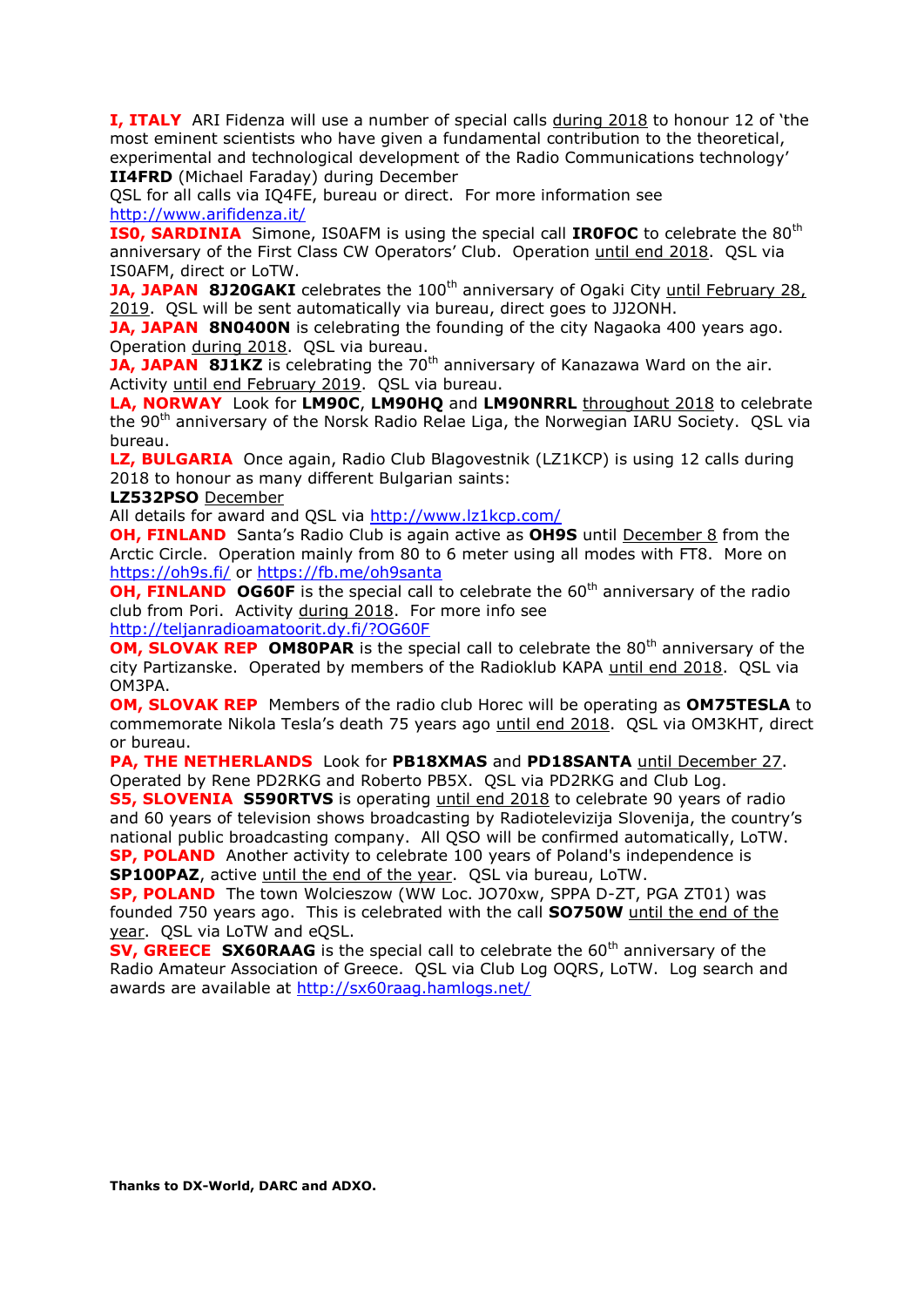**I, ITALY** ARI Fidenza will use a number of special calls during 2018 to honour 12 of 'the most eminent scientists who have given a fundamental contribution to the theoretical, experimental and technological development of the Radio Communications technology'
**II4FRD** (Michael Faraday) during December
QSL for all calls via IQ4FE, bureau or direct. For more information see http://www.arifidenza.it/

**IS0, SARDINIA** Simone, IS0AFM is using the special call **IR0FOC** to celebrate the 80th anniversary of the First Class CW Operators' Club. Operation until end 2018. QSL via IS0AFM, direct or LoTW.

**JA, JAPAN** **8J20GAKI** celebrates the 100th anniversary of Ogaki City until February 28, 2019. QSL will be sent automatically via bureau, direct goes to JJ2ONH.

**JA, JAPAN** **8N0400N** is celebrating the founding of the city Nagaoka 400 years ago. Operation during 2018. QSL via bureau.

**JA, JAPAN** **8J1KZ** is celebrating the 70th anniversary of Kanazawa Ward on the air. Activity until end February 2019. QSL via bureau.

**LA, NORWAY** Look for **LM90C**, **LM90HQ** and **LM90NRRL** throughout 2018 to celebrate the 90th anniversary of the Norsk Radio Relae Liga, the Norwegian IARU Society. QSL via bureau.

**LZ, BULGARIA** Once again, Radio Club Blagovestnik (LZ1KCP) is using 12 calls during 2018 to honour as many different Bulgarian saints:
**LZ532PSO** December
All details for award and QSL via http://www.lz1kcp.com/

**OH, FINLAND** Santa's Radio Club is again active as **OH9S** until December 8 from the Arctic Circle. Operation mainly from 80 to 6 meter using all modes with FT8. More on https://oh9s.fi/ or https://fb.me/oh9santa

**OH, FINLAND** **OG60F** is the special call to celebrate the 60th anniversary of the radio club from Pori. Activity during 2018. For more info see http://teljanradioamatoorit.dy.fi/?OG60F

**OM, SLOVAK REP** **OM80PAR** is the special call to celebrate the 80th anniversary of the city Partizanske. Operated by members of the Radioklub KAPA until end 2018. QSL via OM3PA.

**OM, SLOVAK REP** Members of the radio club Horec will be operating as **OM75TESLA** to commemorate Nikola Tesla's death 75 years ago until end 2018. QSL via OM3KHT, direct or bureau.

**PA, THE NETHERLANDS** Look for **PB18XMAS** and **PD18SANTA** until December 27. Operated by Rene PD2RKG and Roberto PB5X. QSL via PD2RKG and Club Log.

**S5, SLOVENIA** **S590RTVS** is operating until end 2018 to celebrate 90 years of radio and 60 years of television shows broadcasting by Radiotelevizija Slovenija, the country's national public broadcasting company. All QSO will be confirmed automatically, LoTW.

**SP, POLAND** Another activity to celebrate 100 years of Poland's independence is **SP100PAZ**, active until the end of the year. QSL via bureau, LoTW.

**SP, POLAND** The town Wolcieszow (WW Loc. JO70xw, SPPA D-ZT, PGA ZT01) was founded 750 years ago. This is celebrated with the call **SO750W** until the end of the year. QSL via LoTW and eQSL.

**SV, GREECE** **SX60RAAG** is the special call to celebrate the 60th anniversary of the Radio Amateur Association of Greece. QSL via Club Log OQRS, LoTW. Log search and awards are available at http://sx60raag.hamlogs.net/

**Thanks to DX-World, DARC and ADXO.**